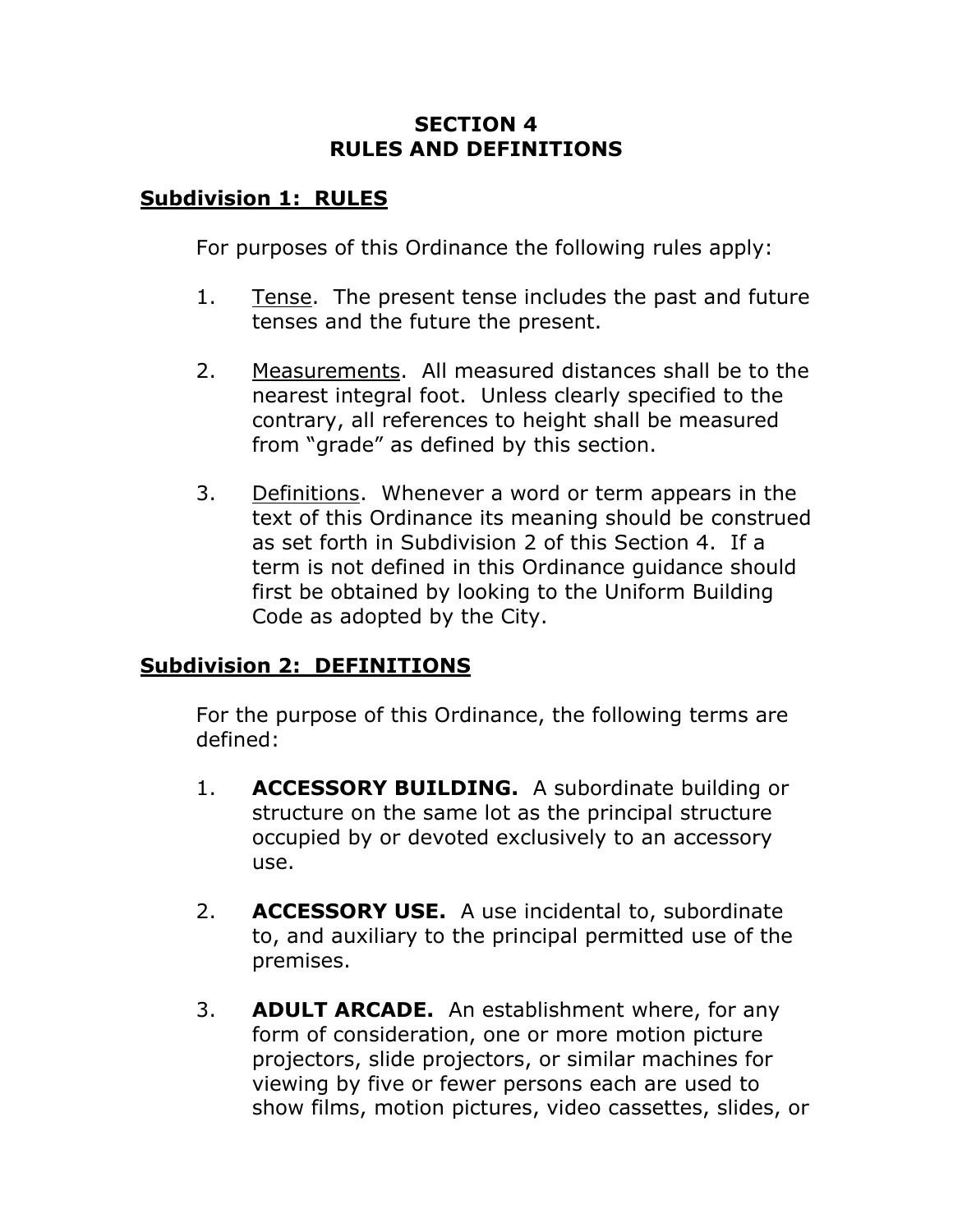# SECTION 4
# RULES AND DEFINITIONS

## Subdivision 1: RULES

For purposes of this Ordinance the following rules apply:

1. Tense. The present tense includes the past and future tenses and the future the present.

2. Measurements. All measured distances shall be to the nearest integral foot. Unless clearly specified to the contrary, all references to height shall be measured from "grade" as defined by this section.

3. Definitions. Whenever a word or term appears in the text of this Ordinance its meaning should be construed as set forth in Subdivision 2 of this Section 4. If a term is not defined in this Ordinance guidance should first be obtained by looking to the Uniform Building Code as adopted by the City.

## Subdivision 2: DEFINITIONS

For the purpose of this Ordinance, the following terms are defined:

1. **ACCESSORY BUILDING.** A subordinate building or structure on the same lot as the principal structure occupied by or devoted exclusively to an accessory use.

2. **ACCESSORY USE.** A use incidental to, subordinate to, and auxiliary to the principal permitted use of the premises.

3. **ADULT ARCADE.** An establishment where, for any form of consideration, one or more motion picture projectors, slide projectors, or similar machines for viewing by five or fewer persons each are used to show films, motion pictures, video cassettes, slides, or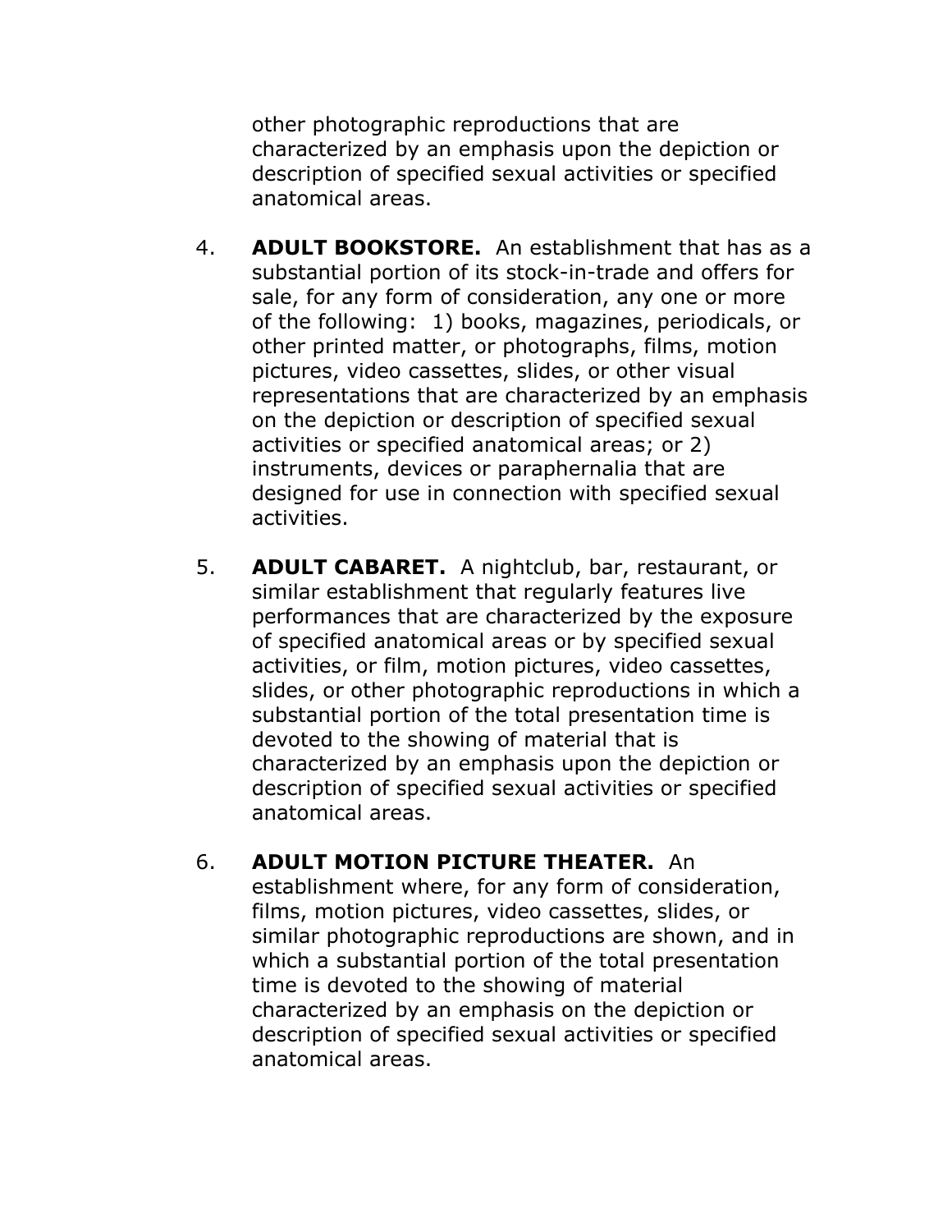other photographic reproductions that are characterized by an emphasis upon the depiction or description of specified sexual activities or specified anatomical areas.

4. **ADULT BOOKSTORE.** An establishment that has as a substantial portion of its stock-in-trade and offers for sale, for any form of consideration, any one or more of the following: 1) books, magazines, periodicals, or other printed matter, or photographs, films, motion pictures, video cassettes, slides, or other visual representations that are characterized by an emphasis on the depiction or description of specified sexual activities or specified anatomical areas; or 2) instruments, devices or paraphernalia that are designed for use in connection with specified sexual activities.

5. **ADULT CABARET.** A nightclub, bar, restaurant, or similar establishment that regularly features live performances that are characterized by the exposure of specified anatomical areas or by specified sexual activities, or film, motion pictures, video cassettes, slides, or other photographic reproductions in which a substantial portion of the total presentation time is devoted to the showing of material that is characterized by an emphasis upon the depiction or description of specified sexual activities or specified anatomical areas.

6. **ADULT MOTION PICTURE THEATER.** An establishment where, for any form of consideration, films, motion pictures, video cassettes, slides, or similar photographic reproductions are shown, and in which a substantial portion of the total presentation time is devoted to the showing of material characterized by an emphasis on the depiction or description of specified sexual activities or specified anatomical areas.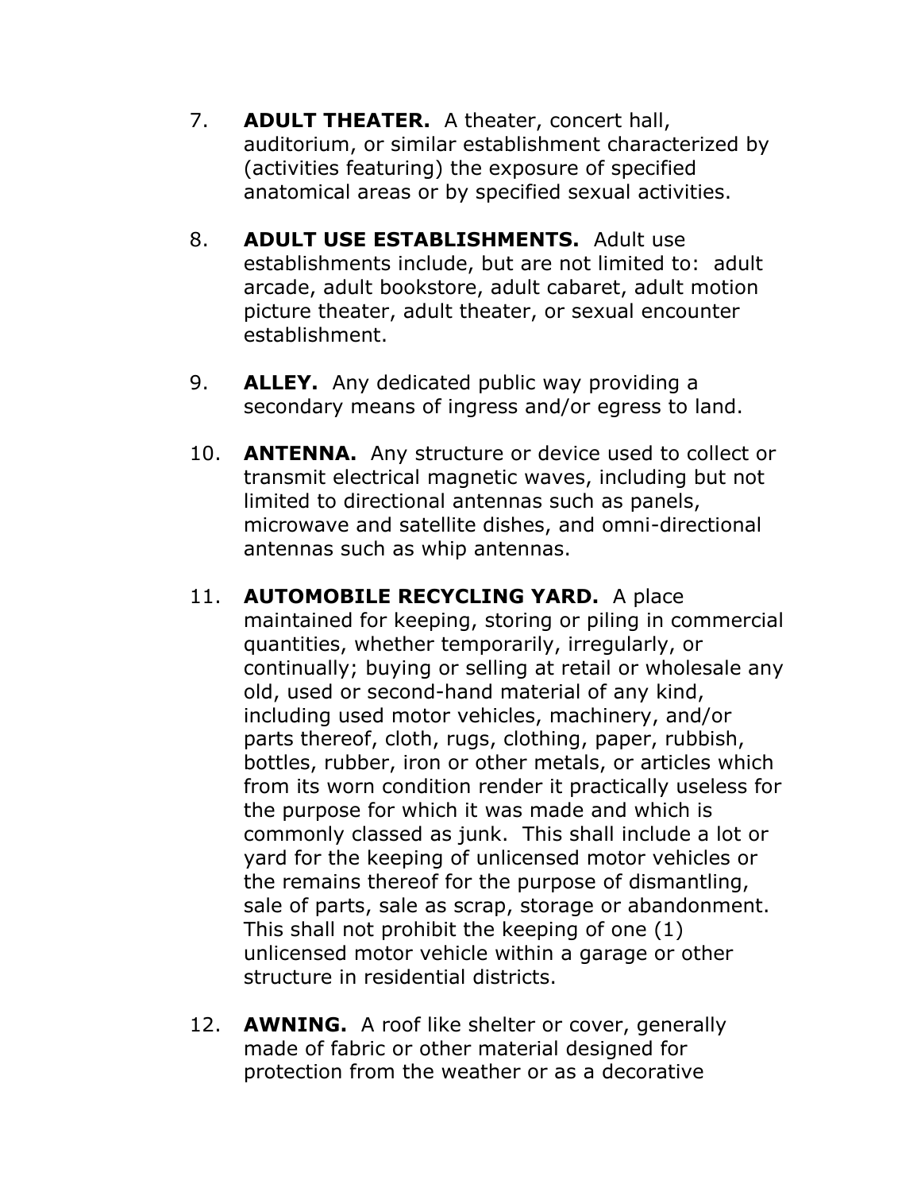7. **ADULT THEATER.** A theater, concert hall, auditorium, or similar establishment characterized by (activities featuring) the exposure of specified anatomical areas or by specified sexual activities.

8. **ADULT USE ESTABLISHMENTS.** Adult use establishments include, but are not limited to: adult arcade, adult bookstore, adult cabaret, adult motion picture theater, adult theater, or sexual encounter establishment.

9. **ALLEY.** Any dedicated public way providing a secondary means of ingress and/or egress to land.

10. **ANTENNA.** Any structure or device used to collect or transmit electrical magnetic waves, including but not limited to directional antennas such as panels, microwave and satellite dishes, and omni-directional antennas such as whip antennas.

11. **AUTOMOBILE RECYCLING YARD.** A place maintained for keeping, storing or piling in commercial quantities, whether temporarily, irregularly, or continually; buying or selling at retail or wholesale any old, used or second-hand material of any kind, including used motor vehicles, machinery, and/or parts thereof, cloth, rugs, clothing, paper, rubbish, bottles, rubber, iron or other metals, or articles which from its worn condition render it practically useless for the purpose for which it was made and which is commonly classed as junk. This shall include a lot or yard for the keeping of unlicensed motor vehicles or the remains thereof for the purpose of dismantling, sale of parts, sale as scrap, storage or abandonment. This shall not prohibit the keeping of one (1) unlicensed motor vehicle within a garage or other structure in residential districts.

12. **AWNING.** A roof like shelter or cover, generally made of fabric or other material designed for protection from the weather or as a decorative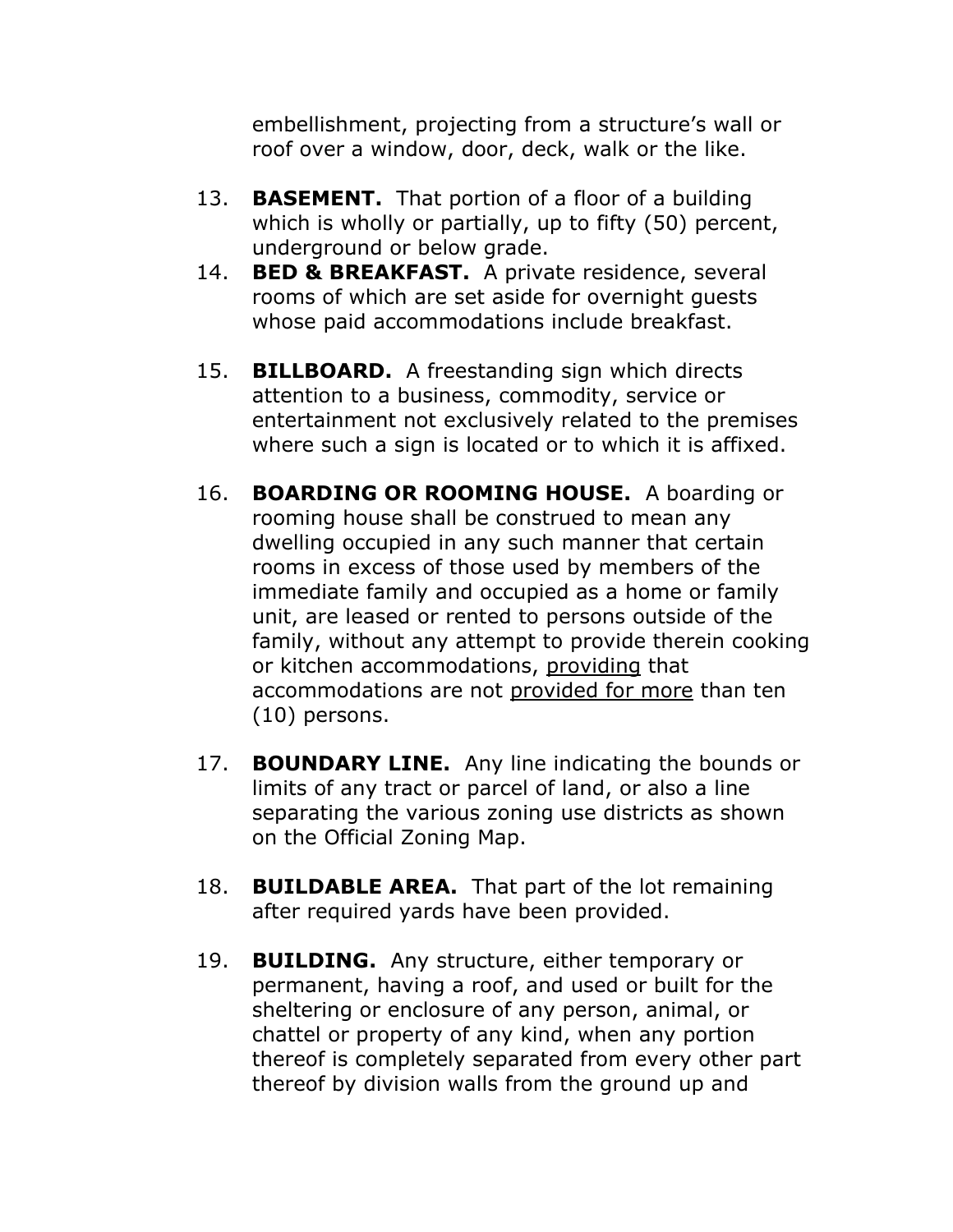embellishment, projecting from a structure's wall or roof over a window, door, deck, walk or the like.

13. **BASEMENT.** That portion of a floor of a building which is wholly or partially, up to fifty (50) percent, underground or below grade.
14. **BED & BREAKFAST.** A private residence, several rooms of which are set aside for overnight guests whose paid accommodations include breakfast.

15. **BILLBOARD.** A freestanding sign which directs attention to a business, commodity, service or entertainment not exclusively related to the premises where such a sign is located or to which it is affixed.

16. **BOARDING OR ROOMING HOUSE.** A boarding or rooming house shall be construed to mean any dwelling occupied in any such manner that certain rooms in excess of those used by members of the immediate family and occupied as a home or family unit, are leased or rented to persons outside of the family, without any attempt to provide therein cooking or kitchen accommodations, <u>providing</u> that accommodations are not <u>provided for more</u> than ten (10) persons.

17. **BOUNDARY LINE.** Any line indicating the bounds or limits of any tract or parcel of land, or also a line separating the various zoning use districts as shown on the Official Zoning Map.

18. **BUILDABLE AREA.** That part of the lot remaining after required yards have been provided.

19. **BUILDING.** Any structure, either temporary or permanent, having a roof, and used or built for the sheltering or enclosure of any person, animal, or chattel or property of any kind, when any portion thereof is completely separated from every other part thereof by division walls from the ground up and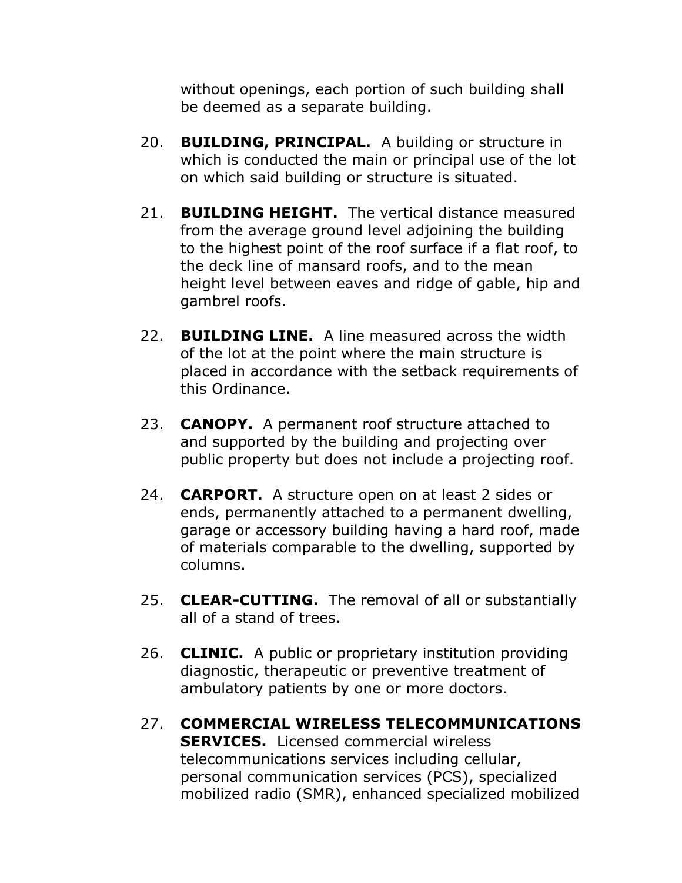without openings, each portion of such building shall be deemed as a separate building.

20. **BUILDING, PRINCIPAL.** A building or structure in which is conducted the main or principal use of the lot on which said building or structure is situated.

21. **BUILDING HEIGHT.** The vertical distance measured from the average ground level adjoining the building to the highest point of the roof surface if a flat roof, to the deck line of mansard roofs, and to the mean height level between eaves and ridge of gable, hip and gambrel roofs.

22. **BUILDING LINE.** A line measured across the width of the lot at the point where the main structure is placed in accordance with the setback requirements of this Ordinance.

23. **CANOPY.** A permanent roof structure attached to and supported by the building and projecting over public property but does not include a projecting roof.

24. **CARPORT.** A structure open on at least 2 sides or ends, permanently attached to a permanent dwelling, garage or accessory building having a hard roof, made of materials comparable to the dwelling, supported by columns.

25. **CLEAR-CUTTING.** The removal of all or substantially all of a stand of trees.

26. **CLINIC.** A public or proprietary institution providing diagnostic, therapeutic or preventive treatment of ambulatory patients by one or more doctors.

27. **COMMERCIAL WIRELESS TELECOMMUNICATIONS SERVICES.** Licensed commercial wireless telecommunications services including cellular, personal communication services (PCS), specialized mobilized radio (SMR), enhanced specialized mobilized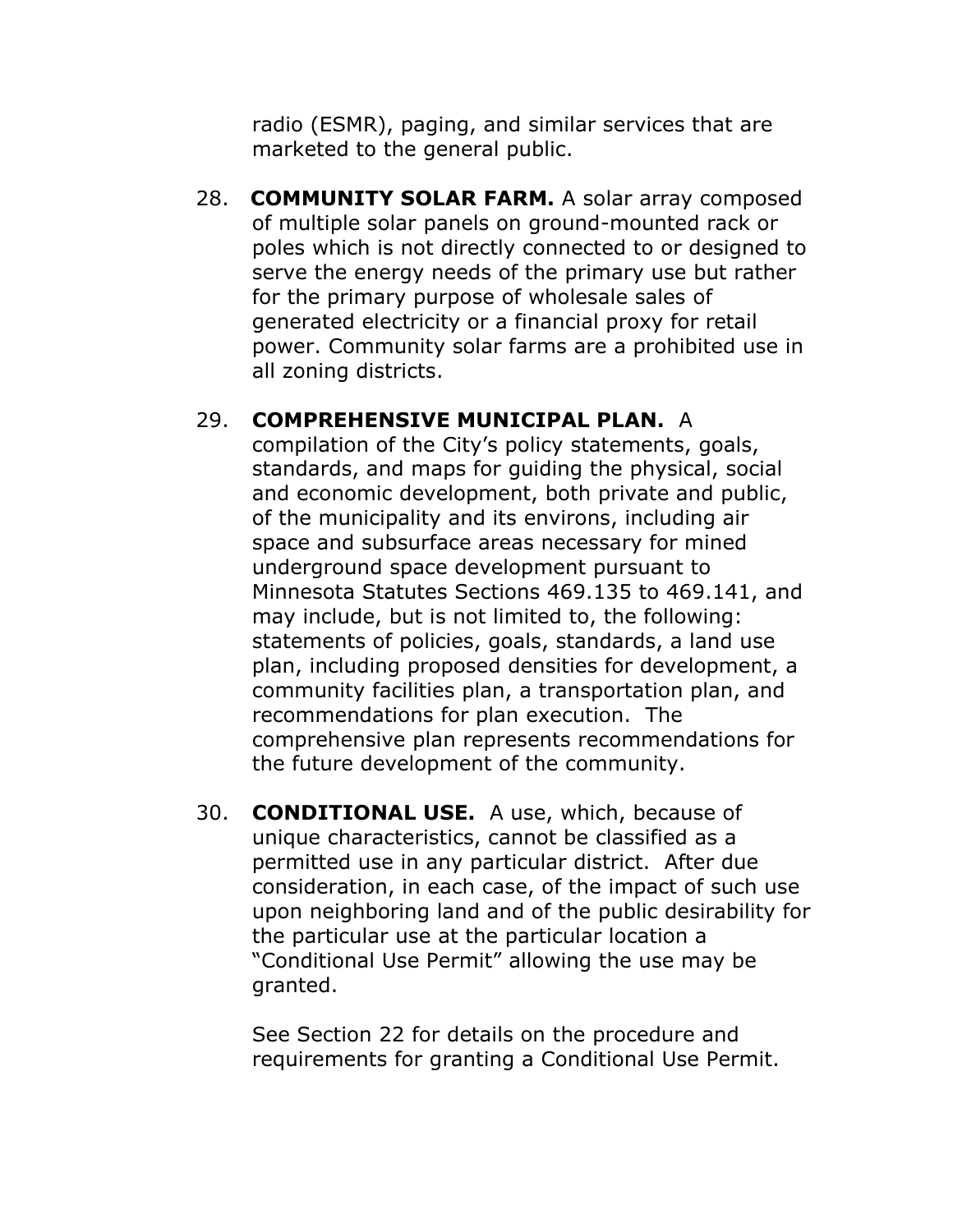radio (ESMR), paging, and similar services that are marketed to the general public.

28. **COMMUNITY SOLAR FARM.** A solar array composed of multiple solar panels on ground-mounted rack or poles which is not directly connected to or designed to serve the energy needs of the primary use but rather for the primary purpose of wholesale sales of generated electricity or a financial proxy for retail power. Community solar farms are a prohibited use in all zoning districts.

29. **COMPREHENSIVE MUNICIPAL PLAN.** A compilation of the City's policy statements, goals, standards, and maps for guiding the physical, social and economic development, both private and public, of the municipality and its environs, including air space and subsurface areas necessary for mined underground space development pursuant to Minnesota Statutes Sections 469.135 to 469.141, and may include, but is not limited to, the following: statements of policies, goals, standards, a land use plan, including proposed densities for development, a community facilities plan, a transportation plan, and recommendations for plan execution. The comprehensive plan represents recommendations for the future development of the community.

30. **CONDITIONAL USE.** A use, which, because of unique characteristics, cannot be classified as a permitted use in any particular district. After due consideration, in each case, of the impact of such use upon neighboring land and of the public desirability for the particular use at the particular location a "Conditional Use Permit" allowing the use may be granted.

    See Section 22 for details on the procedure and requirements for granting a Conditional Use Permit.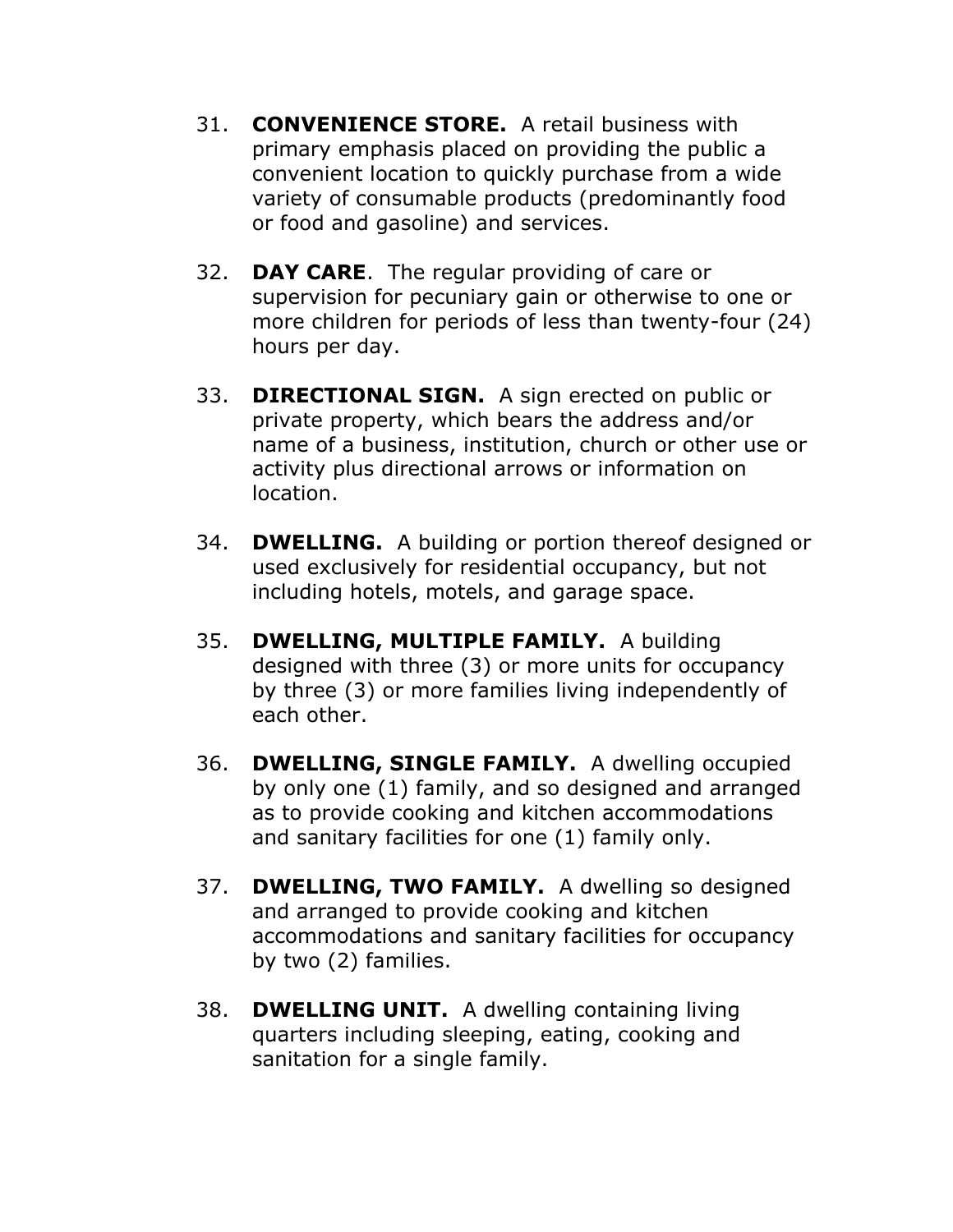31. **CONVENIENCE STORE.** A retail business with primary emphasis placed on providing the public a convenient location to quickly purchase from a wide variety of consumable products (predominantly food or food and gasoline) and services.

32. **DAY CARE**. The regular providing of care or supervision for pecuniary gain or otherwise to one or more children for periods of less than twenty-four (24) hours per day.

33. **DIRECTIONAL SIGN.** A sign erected on public or private property, which bears the address and/or name of a business, institution, church or other use or activity plus directional arrows or information on location.

34. **DWELLING.** A building or portion thereof designed or used exclusively for residential occupancy, but not including hotels, motels, and garage space.

35. **DWELLING, MULTIPLE FAMILY.** A building designed with three (3) or more units for occupancy by three (3) or more families living independently of each other.

36. **DWELLING, SINGLE FAMILY.** A dwelling occupied by only one (1) family, and so designed and arranged as to provide cooking and kitchen accommodations and sanitary facilities for one (1) family only.

37. **DWELLING, TWO FAMILY.** A dwelling so designed and arranged to provide cooking and kitchen accommodations and sanitary facilities for occupancy by two (2) families.

38. **DWELLING UNIT.** A dwelling containing living quarters including sleeping, eating, cooking and sanitation for a single family.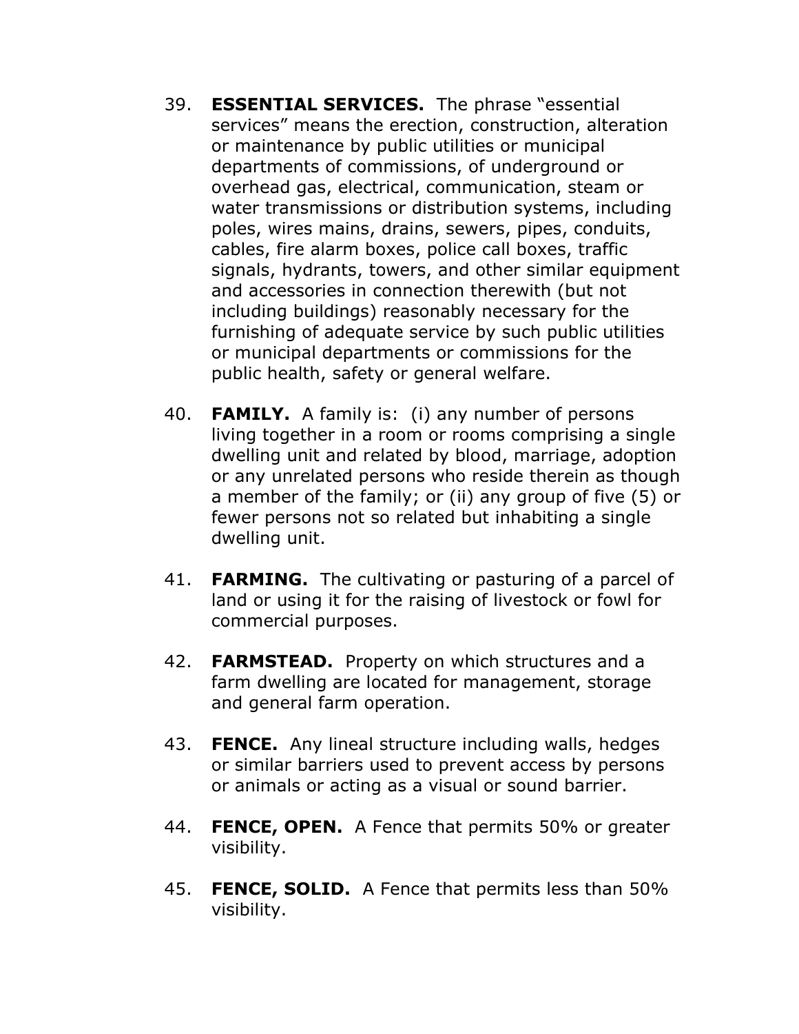39. **ESSENTIAL SERVICES.** The phrase "essential services" means the erection, construction, alteration or maintenance by public utilities or municipal departments of commissions, of underground or overhead gas, electrical, communication, steam or water transmissions or distribution systems, including poles, wires mains, drains, sewers, pipes, conduits, cables, fire alarm boxes, police call boxes, traffic signals, hydrants, towers, and other similar equipment and accessories in connection therewith (but not including buildings) reasonably necessary for the furnishing of adequate service by such public utilities or municipal departments or commissions for the public health, safety or general welfare.

40. **FAMILY.** A family is: (i) any number of persons living together in a room or rooms comprising a single dwelling unit and related by blood, marriage, adoption or any unrelated persons who reside therein as though a member of the family; or (ii) any group of five (5) or fewer persons not so related but inhabiting a single dwelling unit.

41. **FARMING.** The cultivating or pasturing of a parcel of land or using it for the raising of livestock or fowl for commercial purposes.

42. **FARMSTEAD.** Property on which structures and a farm dwelling are located for management, storage and general farm operation.

43. **FENCE.** Any lineal structure including walls, hedges or similar barriers used to prevent access by persons or animals or acting as a visual or sound barrier.

44. **FENCE, OPEN.** A Fence that permits 50% or greater visibility.

45. **FENCE, SOLID.** A Fence that permits less than 50% visibility.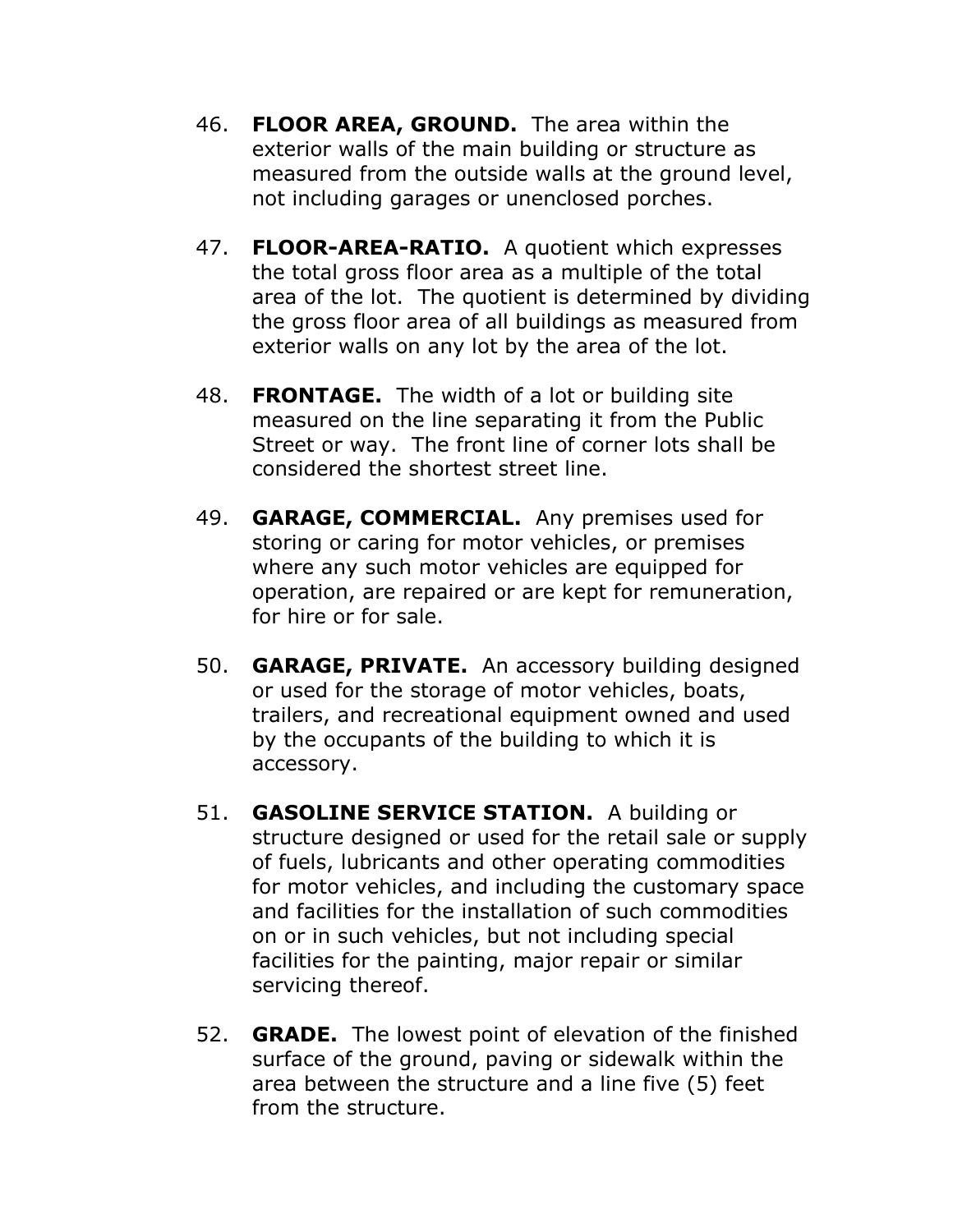46. **FLOOR AREA, GROUND.** The area within the exterior walls of the main building or structure as measured from the outside walls at the ground level, not including garages or unenclosed porches.

47. **FLOOR-AREA-RATIO.** A quotient which expresses the total gross floor area as a multiple of the total area of the lot. The quotient is determined by dividing the gross floor area of all buildings as measured from exterior walls on any lot by the area of the lot.

48. **FRONTAGE.** The width of a lot or building site measured on the line separating it from the Public Street or way. The front line of corner lots shall be considered the shortest street line.

49. **GARAGE, COMMERCIAL.** Any premises used for storing or caring for motor vehicles, or premises where any such motor vehicles are equipped for operation, are repaired or are kept for remuneration, for hire or for sale.

50. **GARAGE, PRIVATE.** An accessory building designed or used for the storage of motor vehicles, boats, trailers, and recreational equipment owned and used by the occupants of the building to which it is accessory.

51. **GASOLINE SERVICE STATION.** A building or structure designed or used for the retail sale or supply of fuels, lubricants and other operating commodities for motor vehicles, and including the customary space and facilities for the installation of such commodities on or in such vehicles, but not including special facilities for the painting, major repair or similar servicing thereof.

52. **GRADE.** The lowest point of elevation of the finished surface of the ground, paving or sidewalk within the area between the structure and a line five (5) feet from the structure.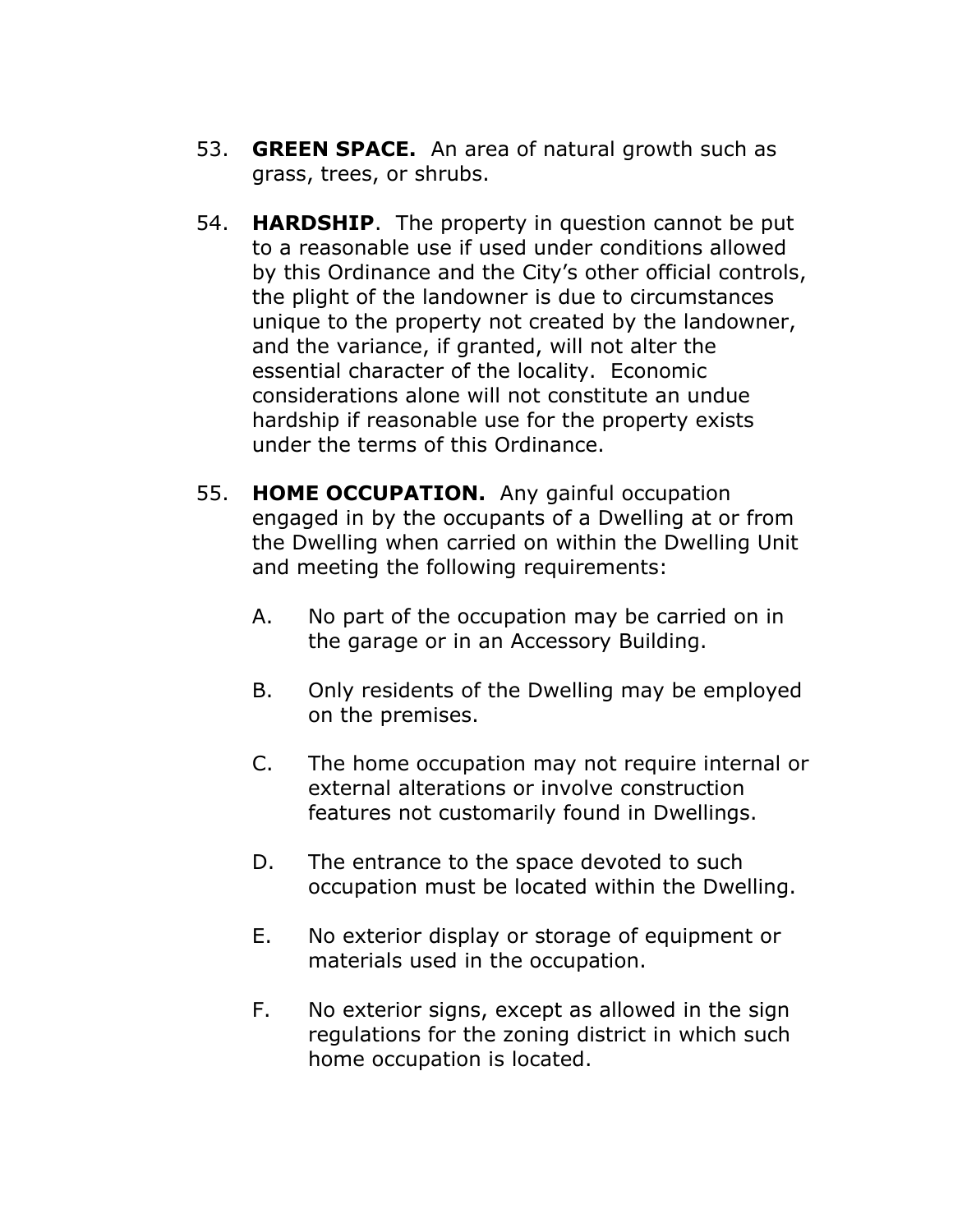53. **GREEN SPACE.** An area of natural growth such as grass, trees, or shrubs.

54. **HARDSHIP**. The property in question cannot be put to a reasonable use if used under conditions allowed by this Ordinance and the City's other official controls, the plight of the landowner is due to circumstances unique to the property not created by the landowner, and the variance, if granted, will not alter the essential character of the locality. Economic considerations alone will not constitute an undue hardship if reasonable use for the property exists under the terms of this Ordinance.

55. **HOME OCCUPATION.** Any gainful occupation engaged in by the occupants of a Dwelling at or from the Dwelling when carried on within the Dwelling Unit and meeting the following requirements:

    A. No part of the occupation may be carried on in the garage or in an Accessory Building.

    B. Only residents of the Dwelling may be employed on the premises.

    C. The home occupation may not require internal or external alterations or involve construction features not customarily found in Dwellings.

    D. The entrance to the space devoted to such occupation must be located within the Dwelling.

    E. No exterior display or storage of equipment or materials used in the occupation.

    F. No exterior signs, except as allowed in the sign regulations for the zoning district in which such home occupation is located.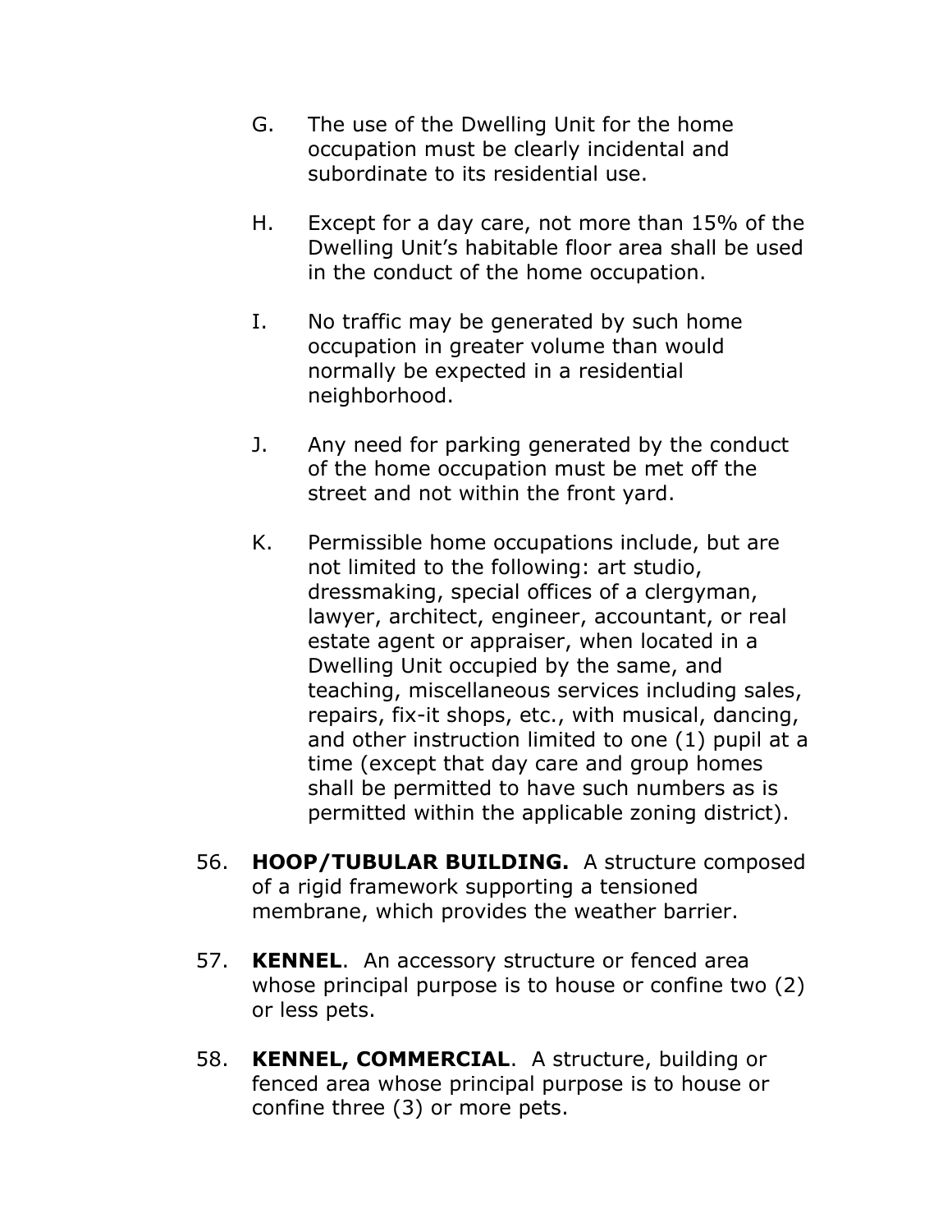G. The use of the Dwelling Unit for the home occupation must be clearly incidental and subordinate to its residential use.

H. Except for a day care, not more than 15% of the Dwelling Unit's habitable floor area shall be used in the conduct of the home occupation.

I. No traffic may be generated by such home occupation in greater volume than would normally be expected in a residential neighborhood.

J. Any need for parking generated by the conduct of the home occupation must be met off the street and not within the front yard.

K. Permissible home occupations include, but are not limited to the following: art studio, dressmaking, special offices of a clergyman, lawyer, architect, engineer, accountant, or real estate agent or appraiser, when located in a Dwelling Unit occupied by the same, and teaching, miscellaneous services including sales, repairs, fix-it shops, etc., with musical, dancing, and other instruction limited to one (1) pupil at a time (except that day care and group homes shall be permitted to have such numbers as is permitted within the applicable zoning district).

56. **HOOP/TUBULAR BUILDING.** A structure composed of a rigid framework supporting a tensioned membrane, which provides the weather barrier.

57. **KENNEL**. An accessory structure or fenced area whose principal purpose is to house or confine two (2) or less pets.

58. **KENNEL, COMMERCIAL**. A structure, building or fenced area whose principal purpose is to house or confine three (3) or more pets.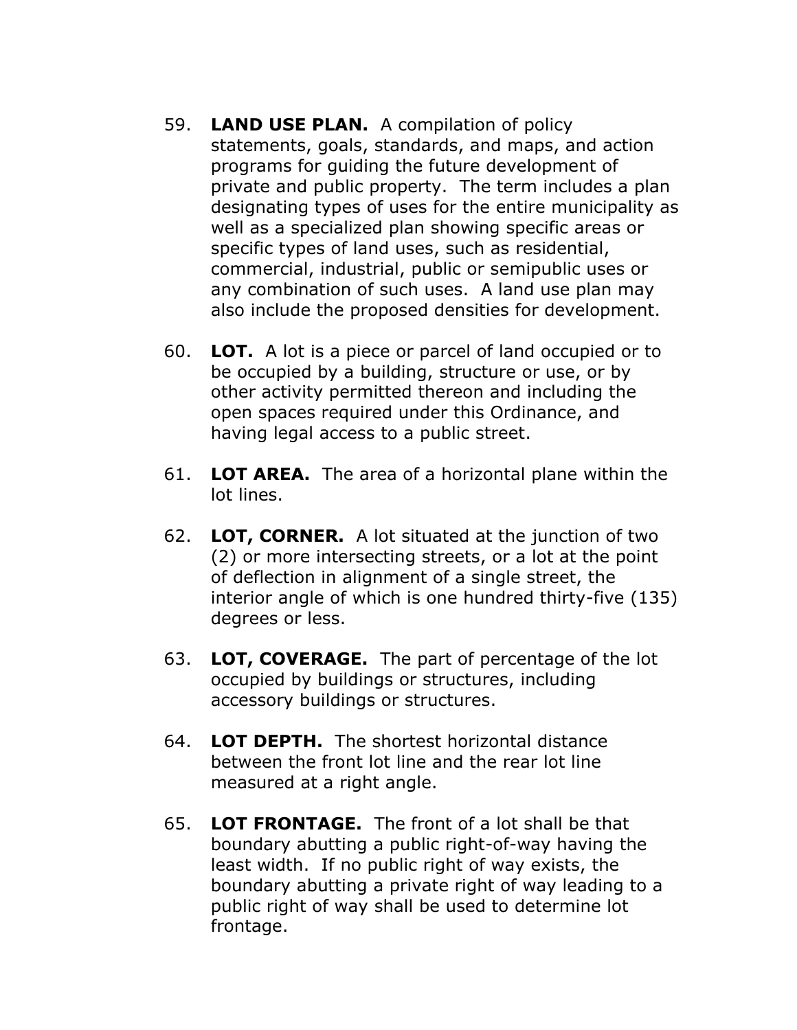59. **LAND USE PLAN.** A compilation of policy statements, goals, standards, and maps, and action programs for guiding the future development of private and public property. The term includes a plan designating types of uses for the entire municipality as well as a specialized plan showing specific areas or specific types of land uses, such as residential, commercial, industrial, public or semipublic uses or any combination of such uses. A land use plan may also include the proposed densities for development.

60. **LOT.** A lot is a piece or parcel of land occupied or to be occupied by a building, structure or use, or by other activity permitted thereon and including the open spaces required under this Ordinance, and having legal access to a public street.

61. **LOT AREA.** The area of a horizontal plane within the lot lines.

62. **LOT, CORNER.** A lot situated at the junction of two (2) or more intersecting streets, or a lot at the point of deflection in alignment of a single street, the interior angle of which is one hundred thirty-five (135) degrees or less.

63. **LOT, COVERAGE.** The part of percentage of the lot occupied by buildings or structures, including accessory buildings or structures.

64. **LOT DEPTH.** The shortest horizontal distance between the front lot line and the rear lot line measured at a right angle.

65. **LOT FRONTAGE.** The front of a lot shall be that boundary abutting a public right-of-way having the least width. If no public right of way exists, the boundary abutting a private right of way leading to a public right of way shall be used to determine lot frontage.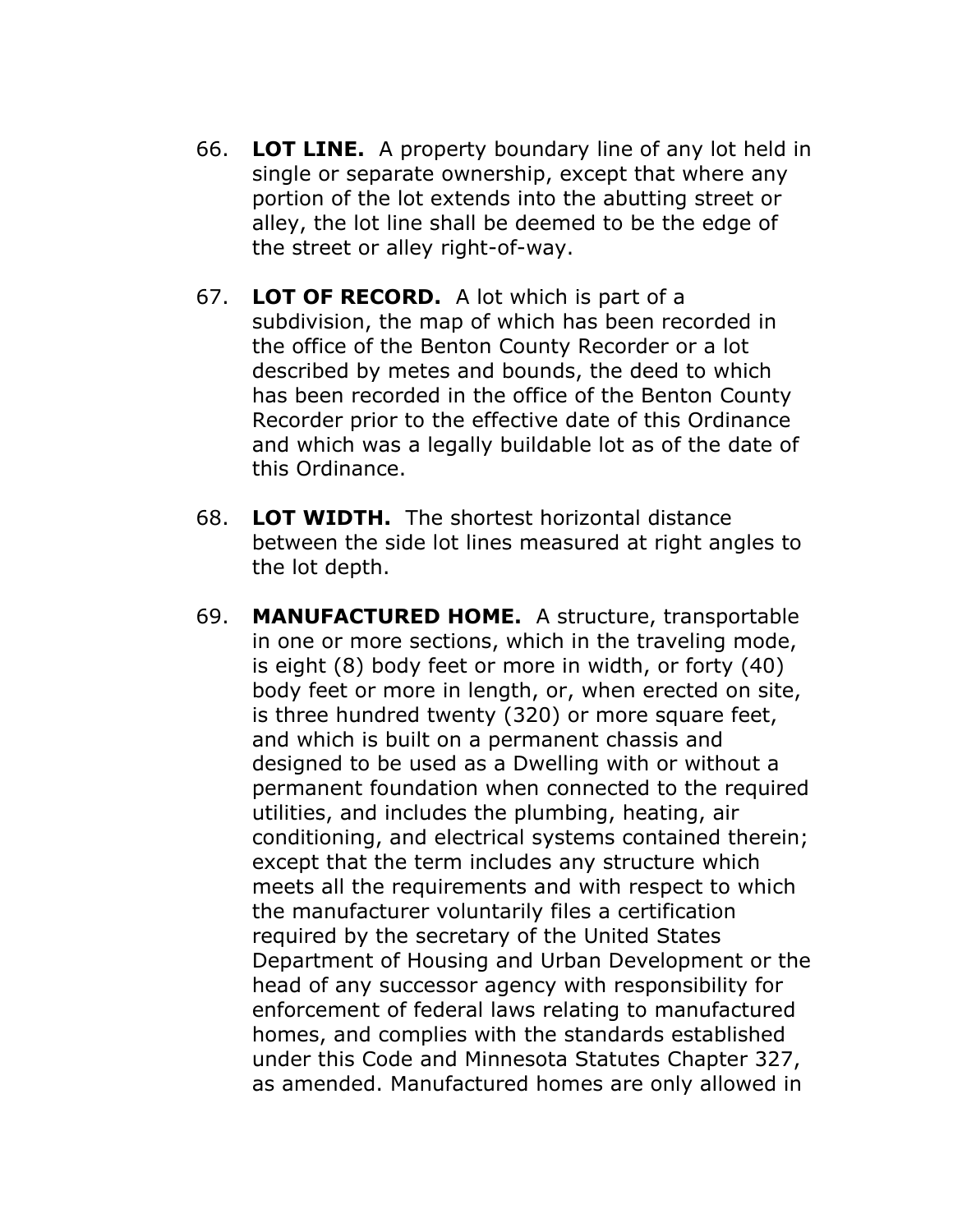66. **LOT LINE.** A property boundary line of any lot held in single or separate ownership, except that where any portion of the lot extends into the abutting street or alley, the lot line shall be deemed to be the edge of the street or alley right-of-way.

67. **LOT OF RECORD.** A lot which is part of a subdivision, the map of which has been recorded in the office of the Benton County Recorder or a lot described by metes and bounds, the deed to which has been recorded in the office of the Benton County Recorder prior to the effective date of this Ordinance and which was a legally buildable lot as of the date of this Ordinance.

68. **LOT WIDTH.** The shortest horizontal distance between the side lot lines measured at right angles to the lot depth.

69. **MANUFACTURED HOME.** A structure, transportable in one or more sections, which in the traveling mode, is eight (8) body feet or more in width, or forty (40) body feet or more in length, or, when erected on site, is three hundred twenty (320) or more square feet, and which is built on a permanent chassis and designed to be used as a Dwelling with or without a permanent foundation when connected to the required utilities, and includes the plumbing, heating, air conditioning, and electrical systems contained therein; except that the term includes any structure which meets all the requirements and with respect to which the manufacturer voluntarily files a certification required by the secretary of the United States Department of Housing and Urban Development or the head of any successor agency with responsibility for enforcement of federal laws relating to manufactured homes, and complies with the standards established under this Code and Minnesota Statutes Chapter 327, as amended. Manufactured homes are only allowed in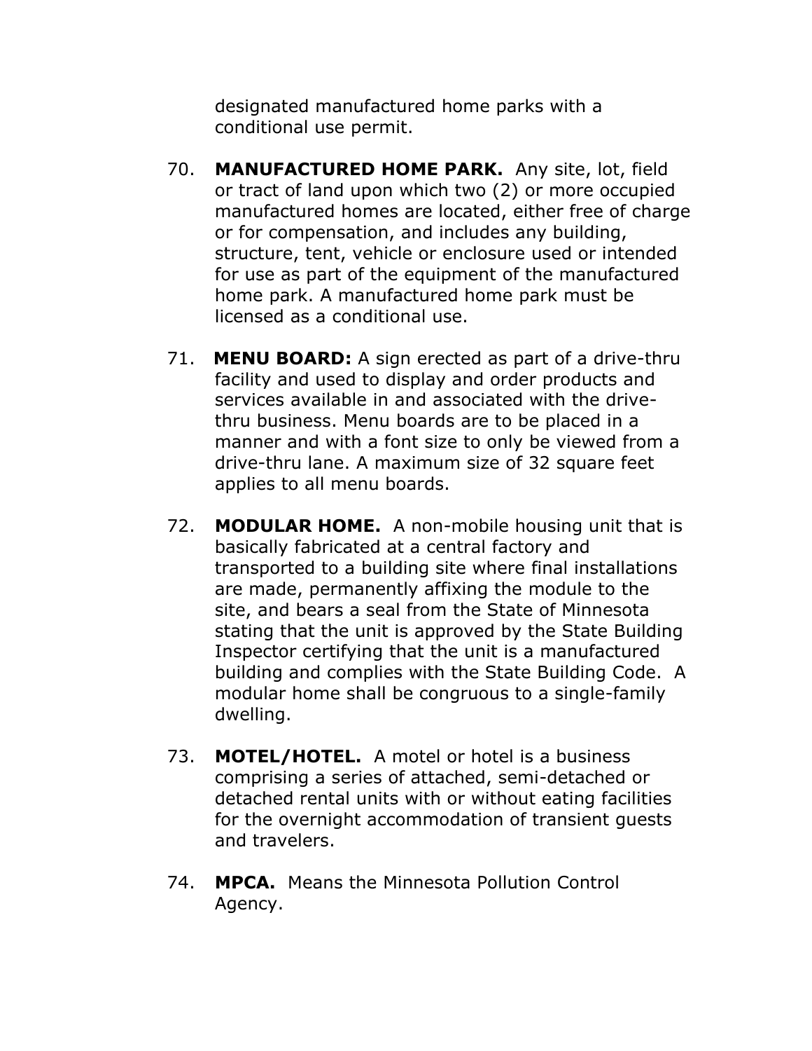designated manufactured home parks with a conditional use permit.

70. **MANUFACTURED HOME PARK.** Any site, lot, field or tract of land upon which two (2) or more occupied manufactured homes are located, either free of charge or for compensation, and includes any building, structure, tent, vehicle or enclosure used or intended for use as part of the equipment of the manufactured home park. A manufactured home park must be licensed as a conditional use.

71. **MENU BOARD:** A sign erected as part of a drive-thru facility and used to display and order products and services available in and associated with the drive-thru business. Menu boards are to be placed in a manner and with a font size to only be viewed from a drive-thru lane. A maximum size of 32 square feet applies to all menu boards.

72. **MODULAR HOME.** A non-mobile housing unit that is basically fabricated at a central factory and transported to a building site where final installations are made, permanently affixing the module to the site, and bears a seal from the State of Minnesota stating that the unit is approved by the State Building Inspector certifying that the unit is a manufactured building and complies with the State Building Code. A modular home shall be congruous to a single-family dwelling.

73. **MOTEL/HOTEL.** A motel or hotel is a business comprising a series of attached, semi-detached or detached rental units with or without eating facilities for the overnight accommodation of transient guests and travelers.

74. **MPCA.** Means the Minnesota Pollution Control Agency.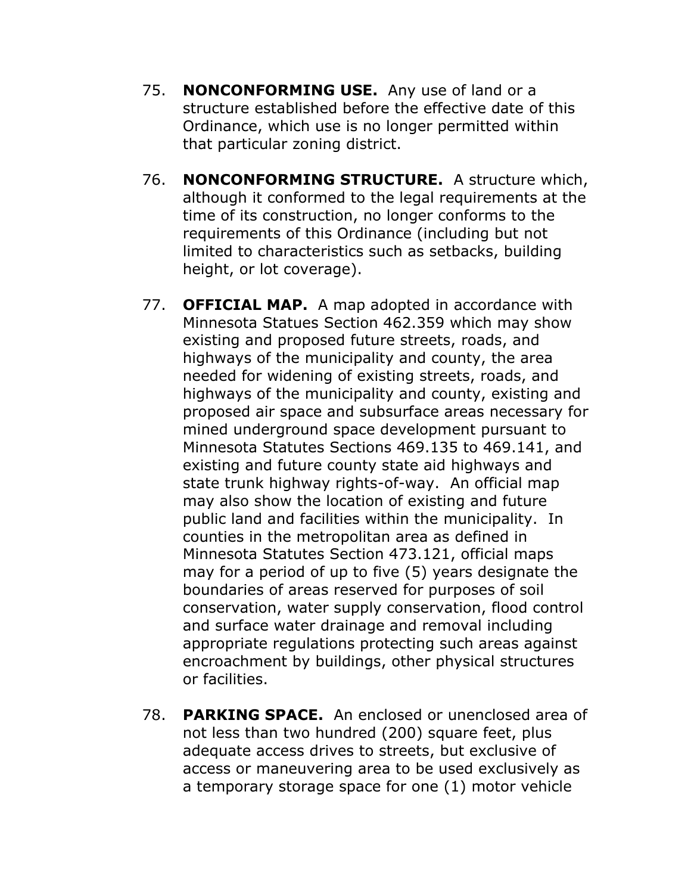75. **NONCONFORMING USE.** Any use of land or a structure established before the effective date of this Ordinance, which use is no longer permitted within that particular zoning district.

76. **NONCONFORMING STRUCTURE.** A structure which, although it conformed to the legal requirements at the time of its construction, no longer conforms to the requirements of this Ordinance (including but not limited to characteristics such as setbacks, building height, or lot coverage).

77. **OFFICIAL MAP.** A map adopted in accordance with Minnesota Statues Section 462.359 which may show existing and proposed future streets, roads, and highways of the municipality and county, the area needed for widening of existing streets, roads, and highways of the municipality and county, existing and proposed air space and subsurface areas necessary for mined underground space development pursuant to Minnesota Statutes Sections 469.135 to 469.141, and existing and future county state aid highways and state trunk highway rights-of-way. An official map may also show the location of existing and future public land and facilities within the municipality. In counties in the metropolitan area as defined in Minnesota Statutes Section 473.121, official maps may for a period of up to five (5) years designate the boundaries of areas reserved for purposes of soil conservation, water supply conservation, flood control and surface water drainage and removal including appropriate regulations protecting such areas against encroachment by buildings, other physical structures or facilities.

78. **PARKING SPACE.** An enclosed or unenclosed area of not less than two hundred (200) square feet, plus adequate access drives to streets, but exclusive of access or maneuvering area to be used exclusively as a temporary storage space for one (1) motor vehicle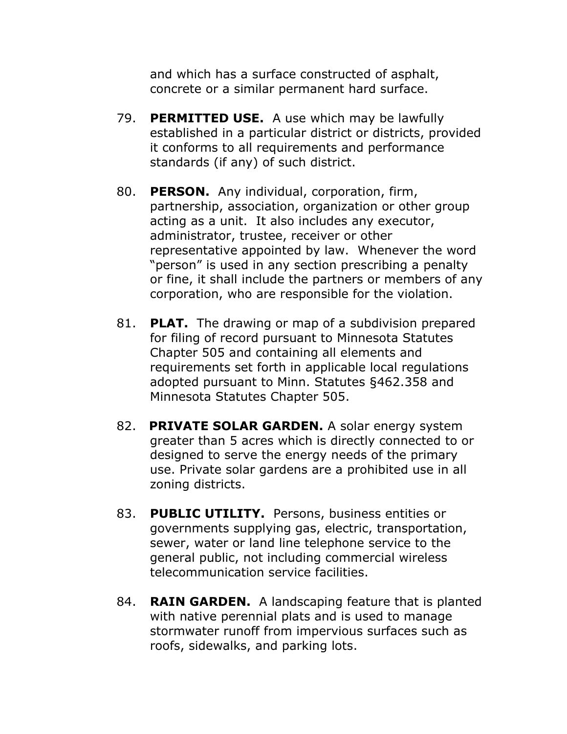and which has a surface constructed of asphalt, concrete or a similar permanent hard surface.

79. **PERMITTED USE.** A use which may be lawfully established in a particular district or districts, provided it conforms to all requirements and performance standards (if any) of such district.

80. **PERSON.** Any individual, corporation, firm, partnership, association, organization or other group acting as a unit. It also includes any executor, administrator, trustee, receiver or other representative appointed by law. Whenever the word "person" is used in any section prescribing a penalty or fine, it shall include the partners or members of any corporation, who are responsible for the violation.

81. **PLAT.** The drawing or map of a subdivision prepared for filing of record pursuant to Minnesota Statutes Chapter 505 and containing all elements and requirements set forth in applicable local regulations adopted pursuant to Minn. Statutes §462.358 and Minnesota Statutes Chapter 505.

82. **PRIVATE SOLAR GARDEN.** A solar energy system greater than 5 acres which is directly connected to or designed to serve the energy needs of the primary use. Private solar gardens are a prohibited use in all zoning districts.

83. **PUBLIC UTILITY.** Persons, business entities or governments supplying gas, electric, transportation, sewer, water or land line telephone service to the general public, not including commercial wireless telecommunication service facilities.

84. **RAIN GARDEN.** A landscaping feature that is planted with native perennial plats and is used to manage stormwater runoff from impervious surfaces such as roofs, sidewalks, and parking lots.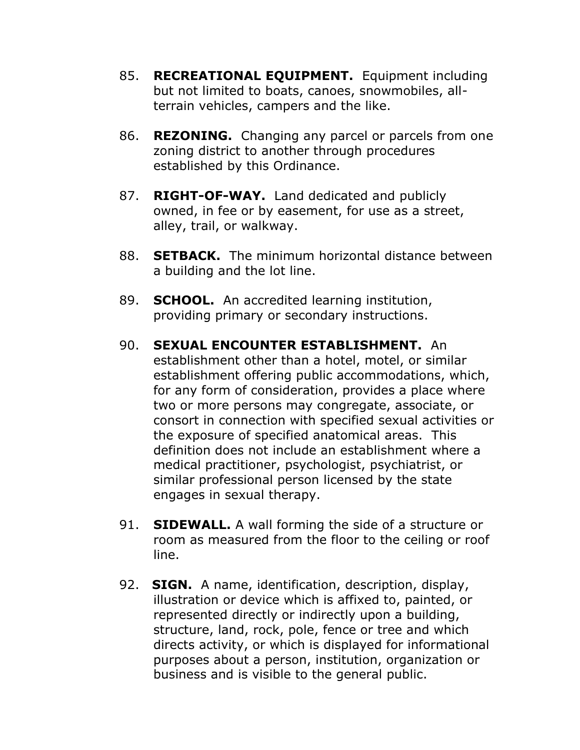85. **RECREATIONAL EQUIPMENT.** Equipment including but not limited to boats, canoes, snowmobiles, all-terrain vehicles, campers and the like.

86. **REZONING.** Changing any parcel or parcels from one zoning district to another through procedures established by this Ordinance.

87. **RIGHT-OF-WAY.** Land dedicated and publicly owned, in fee or by easement, for use as a street, alley, trail, or walkway.

88. **SETBACK.** The minimum horizontal distance between a building and the lot line.

89. **SCHOOL.** An accredited learning institution, providing primary or secondary instructions.

90. **SEXUAL ENCOUNTER ESTABLISHMENT.** An establishment other than a hotel, motel, or similar establishment offering public accommodations, which, for any form of consideration, provides a place where two or more persons may congregate, associate, or consort in connection with specified sexual activities or the exposure of specified anatomical areas. This definition does not include an establishment where a medical practitioner, psychologist, psychiatrist, or similar professional person licensed by the state engages in sexual therapy.

91. **SIDEWALL.** A wall forming the side of a structure or room as measured from the floor to the ceiling or roof line.

92. **SIGN.** A name, identification, description, display, illustration or device which is affixed to, painted, or represented directly or indirectly upon a building, structure, land, rock, pole, fence or tree and which directs activity, or which is displayed for informational purposes about a person, institution, organization or business and is visible to the general public.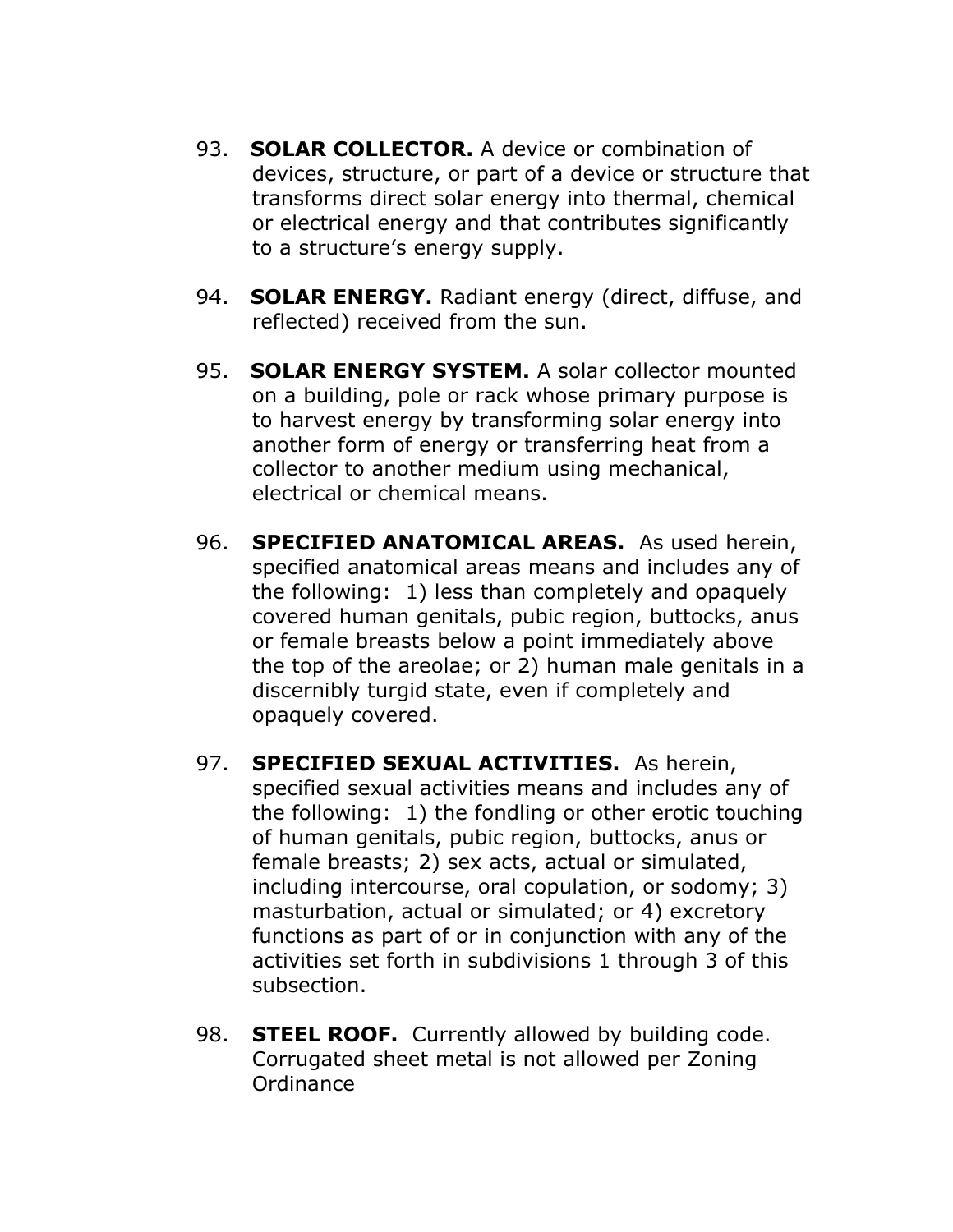93. **SOLAR COLLECTOR.** A device or combination of devices, structure, or part of a device or structure that transforms direct solar energy into thermal, chemical or electrical energy and that contributes significantly to a structure's energy supply.

94. **SOLAR ENERGY.** Radiant energy (direct, diffuse, and reflected) received from the sun.

95. **SOLAR ENERGY SYSTEM.** A solar collector mounted on a building, pole or rack whose primary purpose is to harvest energy by transforming solar energy into another form of energy or transferring heat from a collector to another medium using mechanical, electrical or chemical means.

96. **SPECIFIED ANATOMICAL AREAS.** As used herein, specified anatomical areas means and includes any of the following: 1) less than completely and opaquely covered human genitals, pubic region, buttocks, anus or female breasts below a point immediately above the top of the areolae; or 2) human male genitals in a discernibly turgid state, even if completely and opaquely covered.

97. **SPECIFIED SEXUAL ACTIVITIES.** As herein, specified sexual activities means and includes any of the following: 1) the fondling or other erotic touching of human genitals, pubic region, buttocks, anus or female breasts; 2) sex acts, actual or simulated, including intercourse, oral copulation, or sodomy; 3) masturbation, actual or simulated; or 4) excretory functions as part of or in conjunction with any of the activities set forth in subdivisions 1 through 3 of this subsection.

98. **STEEL ROOF.** Currently allowed by building code. Corrugated sheet metal is not allowed per Zoning Ordinance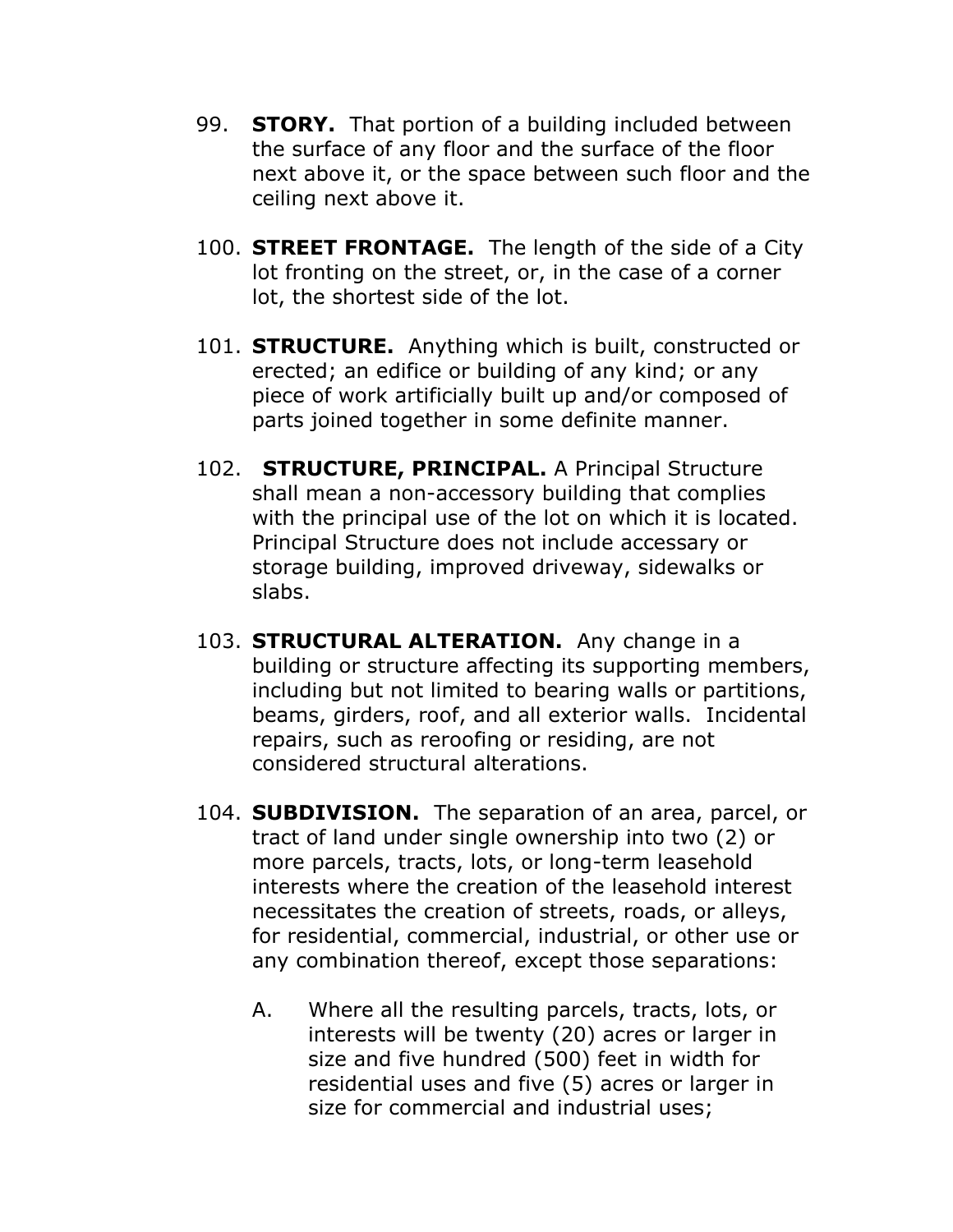99. **STORY.** That portion of a building included between the surface of any floor and the surface of the floor next above it, or the space between such floor and the ceiling next above it.

100. **STREET FRONTAGE.** The length of the side of a City lot fronting on the street, or, in the case of a corner lot, the shortest side of the lot.

101. **STRUCTURE.** Anything which is built, constructed or erected; an edifice or building of any kind; or any piece of work artificially built up and/or composed of parts joined together in some definite manner.

102. **STRUCTURE, PRINCIPAL.** A Principal Structure shall mean a non-accessory building that complies with the principal use of the lot on which it is located. Principal Structure does not include accessary or storage building, improved driveway, sidewalks or slabs.

103. **STRUCTURAL ALTERATION.** Any change in a building or structure affecting its supporting members, including but not limited to bearing walls or partitions, beams, girders, roof, and all exterior walls. Incidental repairs, such as reroofing or residing, are not considered structural alterations.

104. **SUBDIVISION.** The separation of an area, parcel, or tract of land under single ownership into two (2) or more parcels, tracts, lots, or long-term leasehold interests where the creation of the leasehold interest necessitates the creation of streets, roads, or alleys, for residential, commercial, industrial, or other use or any combination thereof, except those separations:

    A. Where all the resulting parcels, tracts, lots, or interests will be twenty (20) acres or larger in size and five hundred (500) feet in width for residential uses and five (5) acres or larger in size for commercial and industrial uses;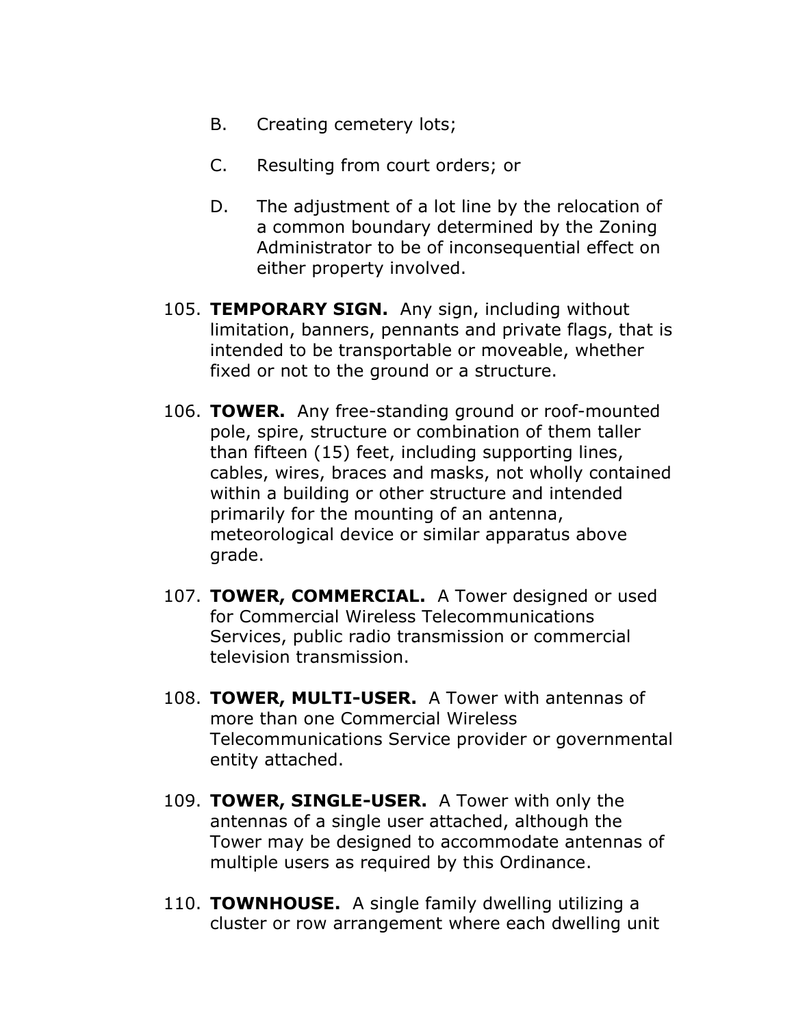B. Creating cemetery lots;

C. Resulting from court orders; or

D. The adjustment of a lot line by the relocation of a common boundary determined by the Zoning Administrator to be of inconsequential effect on either property involved.

105. **TEMPORARY SIGN.** Any sign, including without limitation, banners, pennants and private flags, that is intended to be transportable or moveable, whether fixed or not to the ground or a structure.

106. **TOWER.** Any free-standing ground or roof-mounted pole, spire, structure or combination of them taller than fifteen (15) feet, including supporting lines, cables, wires, braces and masks, not wholly contained within a building or other structure and intended primarily for the mounting of an antenna, meteorological device or similar apparatus above grade.

107. **TOWER, COMMERCIAL.** A Tower designed or used for Commercial Wireless Telecommunications Services, public radio transmission or commercial television transmission.

108. **TOWER, MULTI-USER.** A Tower with antennas of more than one Commercial Wireless Telecommunications Service provider or governmental entity attached.

109. **TOWER, SINGLE-USER.** A Tower with only the antennas of a single user attached, although the Tower may be designed to accommodate antennas of multiple users as required by this Ordinance.

110. **TOWNHOUSE.** A single family dwelling utilizing a cluster or row arrangement where each dwelling unit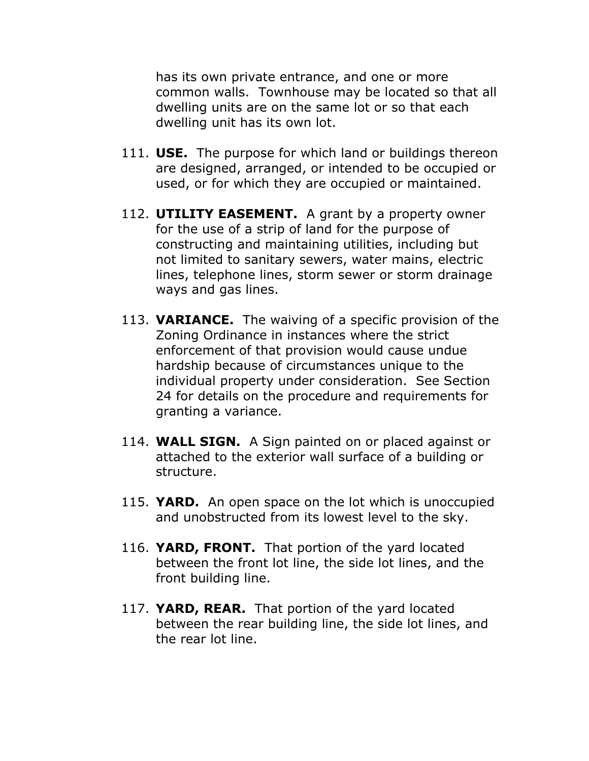has its own private entrance, and one or more common walls. Townhouse may be located so that all dwelling units are on the same lot or so that each dwelling unit has its own lot.

111. **USE.** The purpose for which land or buildings thereon are designed, arranged, or intended to be occupied or used, or for which they are occupied or maintained.

112. **UTILITY EASEMENT.** A grant by a property owner for the use of a strip of land for the purpose of constructing and maintaining utilities, including but not limited to sanitary sewers, water mains, electric lines, telephone lines, storm sewer or storm drainage ways and gas lines.

113. **VARIANCE.** The waiving of a specific provision of the Zoning Ordinance in instances where the strict enforcement of that provision would cause undue hardship because of circumstances unique to the individual property under consideration. See Section 24 for details on the procedure and requirements for granting a variance.

114. **WALL SIGN.** A Sign painted on or placed against or attached to the exterior wall surface of a building or structure.

115. **YARD.** An open space on the lot which is unoccupied and unobstructed from its lowest level to the sky.

116. **YARD, FRONT.** That portion of the yard located between the front lot line, the side lot lines, and the front building line.

117. **YARD, REAR.** That portion of the yard located between the rear building line, the side lot lines, and the rear lot line.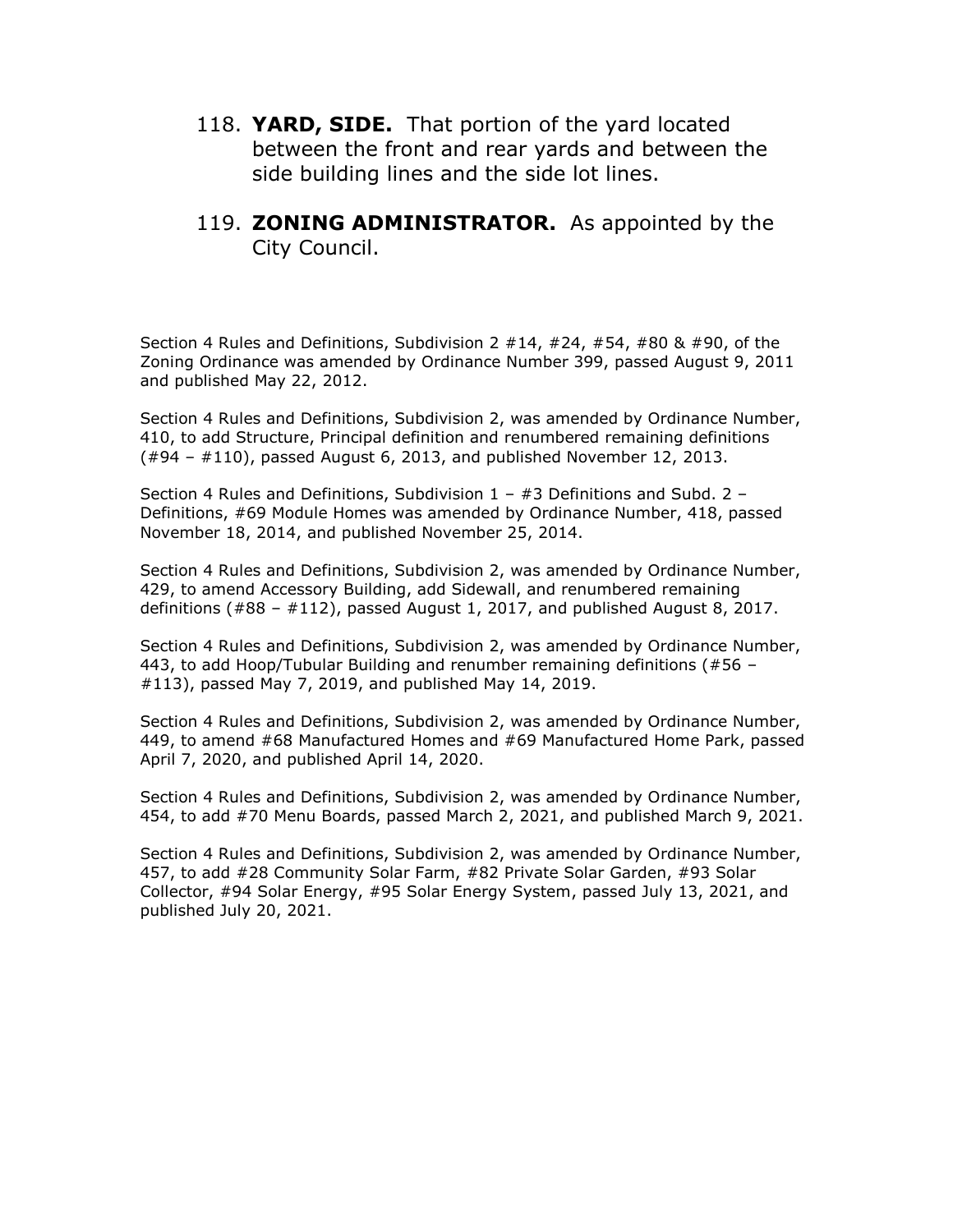118. **YARD, SIDE.** That portion of the yard located between the front and rear yards and between the side building lines and the side lot lines.

119. **ZONING ADMINISTRATOR.** As appointed by the City Council.

Section 4 Rules and Definitions, Subdivision 2 #14, #24, #54, #80 & #90, of the Zoning Ordinance was amended by Ordinance Number 399, passed August 9, 2011 and published May 22, 2012.

Section 4 Rules and Definitions, Subdivision 2, was amended by Ordinance Number, 410, to add Structure, Principal definition and renumbered remaining definitions (#94 – #110), passed August 6, 2013, and published November 12, 2013.

Section 4 Rules and Definitions, Subdivision 1 – #3 Definitions and Subd. 2 – Definitions, #69 Module Homes was amended by Ordinance Number, 418, passed November 18, 2014, and published November 25, 2014.

Section 4 Rules and Definitions, Subdivision 2, was amended by Ordinance Number, 429, to amend Accessory Building, add Sidewall, and renumbered remaining definitions (#88 – #112), passed August 1, 2017, and published August 8, 2017.

Section 4 Rules and Definitions, Subdivision 2, was amended by Ordinance Number, 443, to add Hoop/Tubular Building and renumber remaining definitions (#56 – #113), passed May 7, 2019, and published May 14, 2019.

Section 4 Rules and Definitions, Subdivision 2, was amended by Ordinance Number, 449, to amend #68 Manufactured Homes and #69 Manufactured Home Park, passed April 7, 2020, and published April 14, 2020.

Section 4 Rules and Definitions, Subdivision 2, was amended by Ordinance Number, 454, to add #70 Menu Boards, passed March 2, 2021, and published March 9, 2021.

Section 4 Rules and Definitions, Subdivision 2, was amended by Ordinance Number, 457, to add #28 Community Solar Farm, #82 Private Solar Garden, #93 Solar Collector, #94 Solar Energy, #95 Solar Energy System, passed July 13, 2021, and published July 20, 2021.